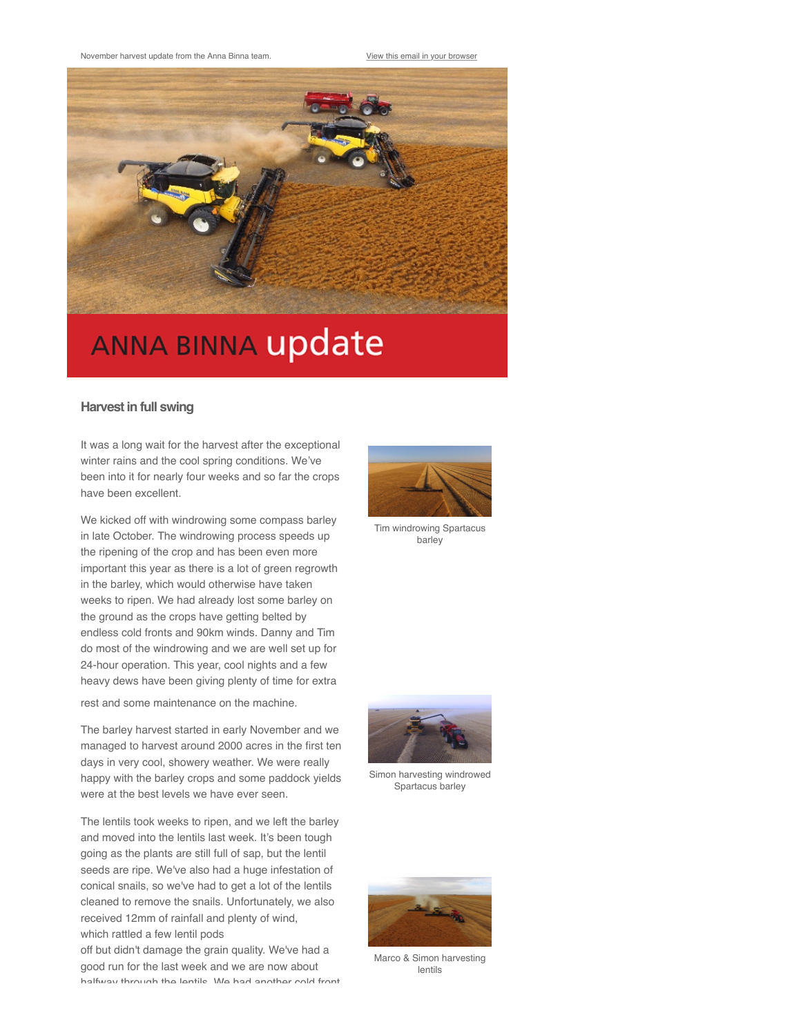November harvest update from the Anna Binna team.

View this email in your browser

# ANNA BINNA update

## Harvest in full swing

It was a long wait for the harvest after the exceptional winter rains and the cool spring conditions. We've been into it for nearly four weeks and so far the crops have been excellent.

Tim windrowing Spartacus barley

We kicked off with windrowing some compass barley in late October. The windrowing process speeds up the ripening of the crop and has been even more important this year as there is a lot of green regrowth in the barley, which would otherwise have taken weeks to ripen. We had already lost some barley on the ground as the crops have getting belted by endless cold fronts and 90km winds. Danny and Tim do most of the windrowing and we are well set up for 24-hour operation. This year, cool nights and a few heavy dews have been giving plenty of time for extra rest and some maintenance on the machine.

Simon harvesting windrowed Spartacus barley

The barley harvest started in early November and we managed to harvest around 2000 acres in the first ten days in very cool, showery weather. We were really happy with the barley crops and some paddock yields were at the best levels we have ever seen.

Marco & Simon harvesting lentils

The lentils took weeks to ripen, and we left the barley and moved into the lentils last week. It's been tough going as the plants are still full of sap, but the lentil seeds are ripe. We've also had a huge infestation of conical snails, so we've had to get a lot of the lentils cleaned to remove the snails. Unfortunately, we also received 12mm of rainfall and plenty of wind, which rattled a few lentil pods off but didn't damage the grain quality. We've had a good run for the last week and we are now about halfway through the lentils. We had another cold front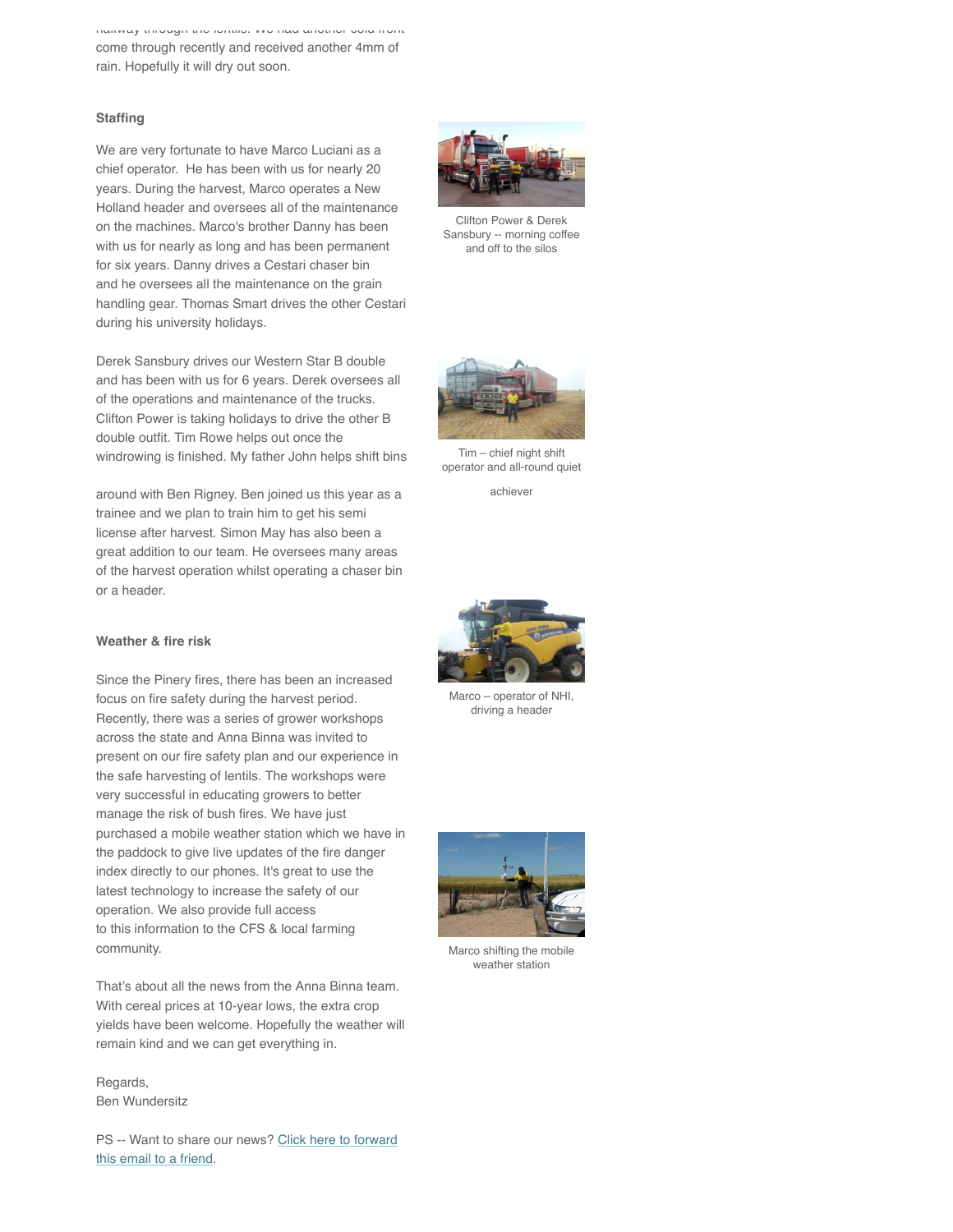halfway through the lentils. We had another cold front come through recently and received another 4mm of rain. Hopefully it will dry out soon.

### Staffing

We are very fortunate to have Marco Luciani as a chief operator. He has been with us for nearly 20 years. During the harvest, Marco operates a New Holland header and oversees all of the maintenance on the machines. Marco's brother Danny has been with us for nearly as long and has been permanent for six years. Danny drives a Cestari chaser bin and he oversees all the maintenance on the grain handling gear. Thomas Smart drives the other Cestari during his university holidays.

Derek Sansbury drives our Western Star B double and has been with us for 6 years. Derek oversees all of the operations and maintenance of the trucks. Clifton Power is taking holidays to drive the other B double outfit. Tim Rowe helps out once the windrowing is finished. My father John helps shift bins around with Ben Rigney. Ben joined us this year as a trainee and we plan to train him to get his semi license after harvest. Simon May has also been a great addition to our team. He oversees many areas of the harvest operation whilst operating a chaser bin or a header.

Clifton Power & Derek Sansbury -- morning coffee and off to the silos

Tim – chief night shift operator and all-round quiet achiever

### Weather & fire risk

Since the Pinery fires, there has been an increased focus on fire safety during the harvest period. Recently, there was a series of grower workshops across the state and Anna Binna was invited to present on our fire safety plan and our experience in the safe harvesting of lentils. The workshops were very successful in educating growers to better manage the risk of bush fires. We have just purchased a mobile weather station which we have in the paddock to give live updates of the fire danger index directly to our phones. It's great to use the latest technology to increase the safety of our operation. We also provide full access to this information to the CFS & local farming community.

Marco – operator of NHI, driving a header

Marco shifting the mobile weather station

That's about all the news from the Anna Binna team. With cereal prices at 10-year lows, the extra crop yields have been welcome. Hopefully the weather will remain kind and we can get everything in.

Regards,
Ben Wundersitz

PS -- Want to share our news? [Click here to forward this email to a friend](#).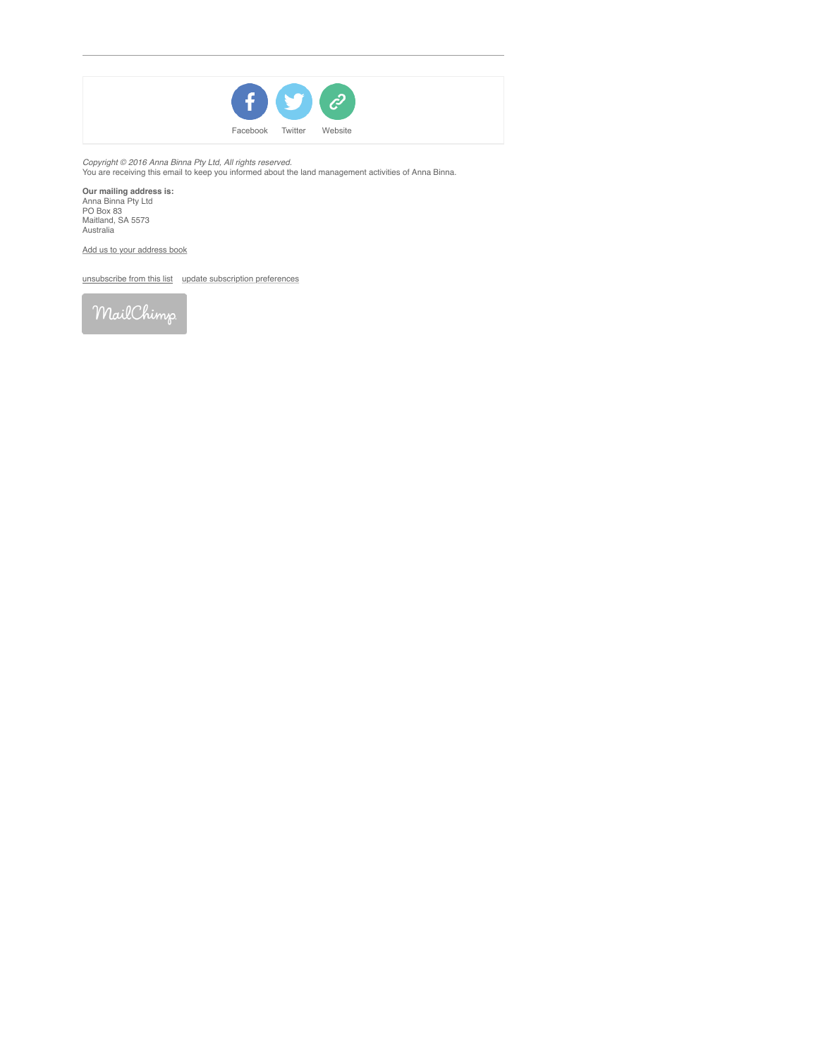Facebook Twitter Website

*Copyright © 2016 Anna Binna Pty Ltd, All rights reserved.*
You are receiving this email to keep you informed about the land management activities of Anna Binna.

**Our mailing address is:**
Anna Binna Pty Ltd
PO Box 83
Maitland, SA 5573
Australia

Add us to your address book

unsubscribe from this list    update subscription preferences

MailChimp